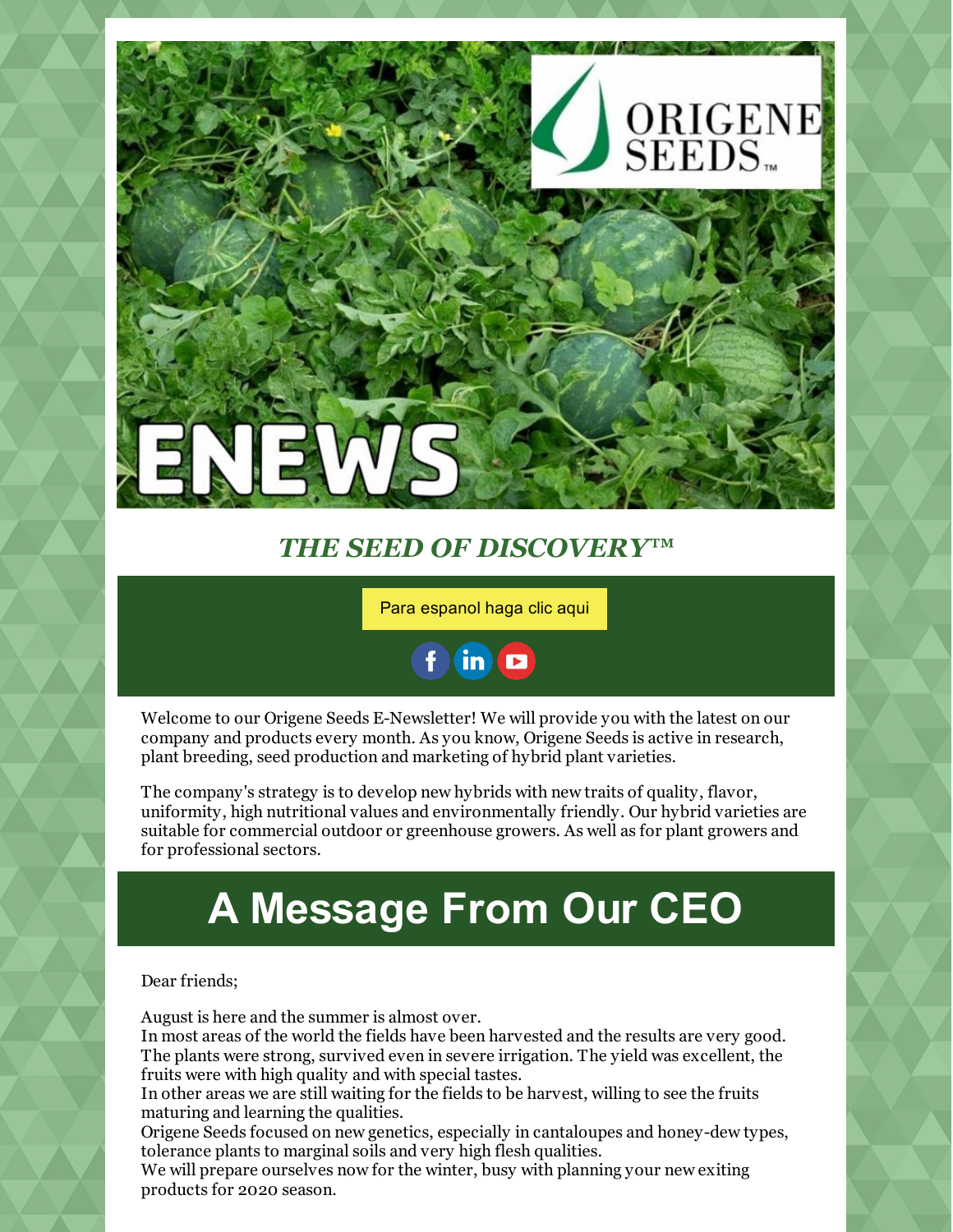# ENEWS

ORIGENE SEEDS™

## *THE SEED OF DISCOVERY™*

Para espanol haga clic aqui

Welcome to our Origene Seeds E-Newsletter! We will provide you with the latest on our company and products every month. As you know, Origene Seeds is active in research, plant breeding, seed production and marketing of hybrid plant varieties.

The company's strategy is to develop new hybrids with new traits of quality, flavor, uniformity, high nutritional values and environmentally friendly. Our hybrid varieties are suitable for commercial outdoor or greenhouse growers. As well as for plant growers and for professional sectors.

# A Message From Our CEO

Dear friends;

August is here and the summer is almost over.
In most areas of the world the fields have been harvested and the results are very good. The plants were strong, survived even in severe irrigation. The yield was excellent, the fruits were with high quality and with special tastes.
In other areas we are still waiting for the fields to be harvest, willing to see the fruits maturing and learning the qualities.
Origene Seeds focused on new genetics, especially in cantaloupes and honey-dew types, tolerance plants to marginal soils and very high flesh qualities.
We will prepare ourselves now for the winter, busy with planning your new exiting products for 2020 season.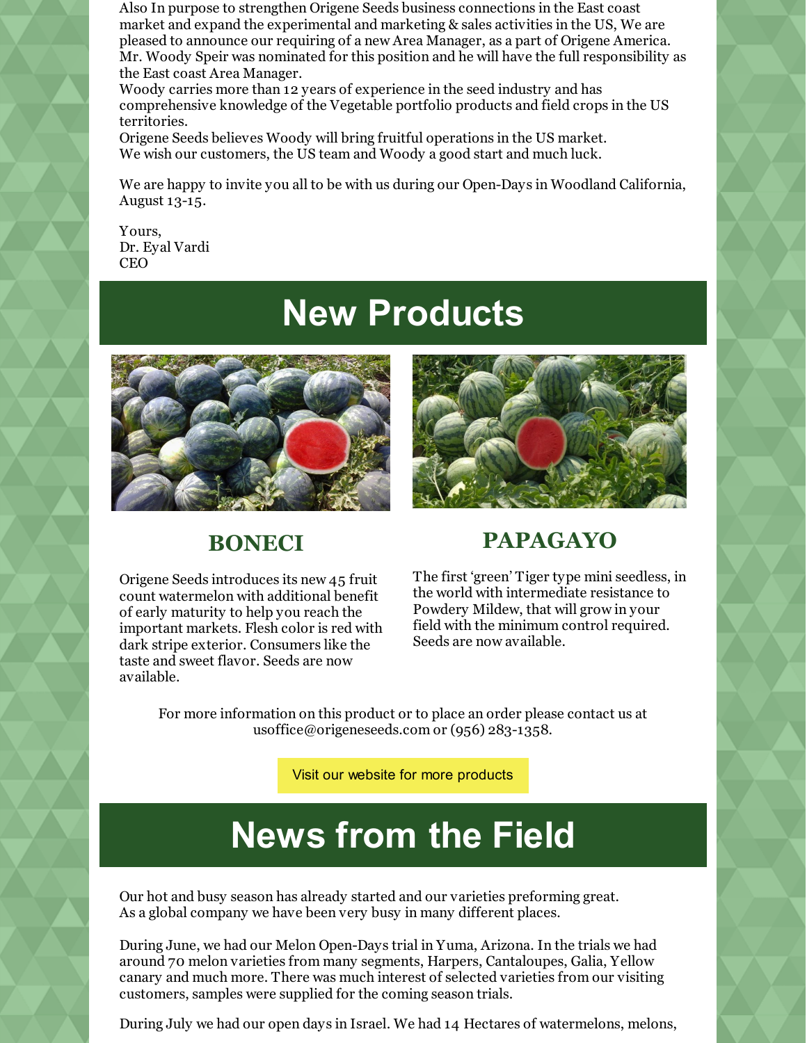Also In purpose to strengthen Origene Seeds business connections in the East coast market and expand the experimental and marketing & sales activities in the US, We are pleased to announce our requiring of a new Area Manager, as a part of Origene America. Mr. Woody Speir was nominated for this position and he will have the full responsibility as the East coast Area Manager.
Woody carries more than 12 years of experience in the seed industry and has comprehensive knowledge of the Vegetable portfolio products and field crops in the US territories.
Origene Seeds believes Woody will bring fruitful operations in the US market.
We wish our customers, the US team and Woody a good start and much luck.

We are happy to invite you all to be with us during our Open-Days in Woodland California, August 13-15.

Yours,
Dr. Eyal Vardi
CEO

# New Products

## BONECI

Origene Seeds introduces its new 45 fruit count watermelon with additional benefit of early maturity to help you reach the important markets. Flesh color is red with dark stripe exterior. Consumers like the taste and sweet flavor. Seeds are now available.

## PAPAGAYO

The first 'green' Tiger type mini seedless, in the world with intermediate resistance to Powdery Mildew, that will grow in your field with the minimum control required. Seeds are now available.

For more information on this product or to place an order please contact us at usoffice@origeneseeds.com or (956) 283-1358.

Visit our website for more products

# News from the Field

Our hot and busy season has already started and our varieties preforming great.
As a global company we have been very busy in many different places.

During June, we had our Melon Open-Days trial in Yuma, Arizona. In the trials we had around 70 melon varieties from many segments, Harpers, Cantaloupes, Galia, Yellow canary and much more. There was much interest of selected varieties from our visiting customers, samples were supplied for the coming season trials.

During July we had our open days in Israel. We had 14 Hectares of watermelons, melons,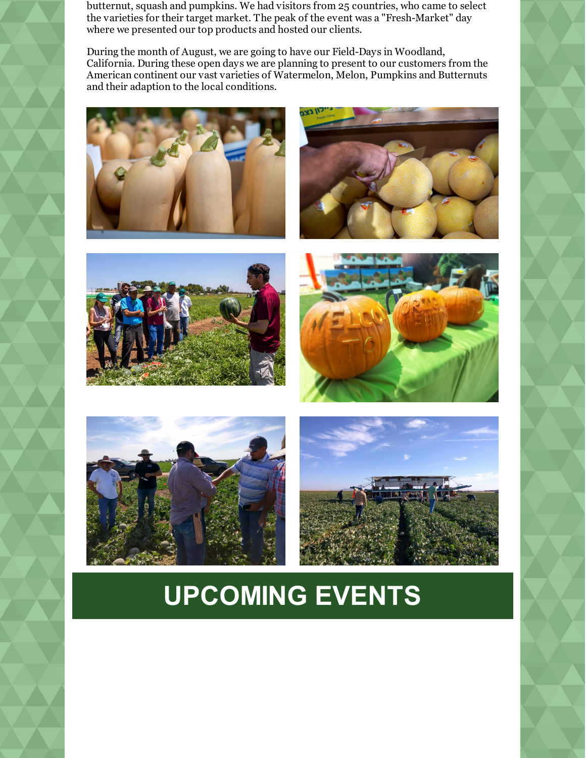butternut, squash and pumpkins. We had visitors from 25 countries, who came to select the varieties for their target market. The peak of the event was a "Fresh-Market" day where we presented our top products and hosted our clients.

During the month of August, we are going to have our Field-Days in Woodland, California. During these open days we are planning to present to our customers from the American continent our vast varieties of Watermelon, Melon, Pumpkins and Butternuts and their adaption to the local conditions.

# UPCOMING EVENTS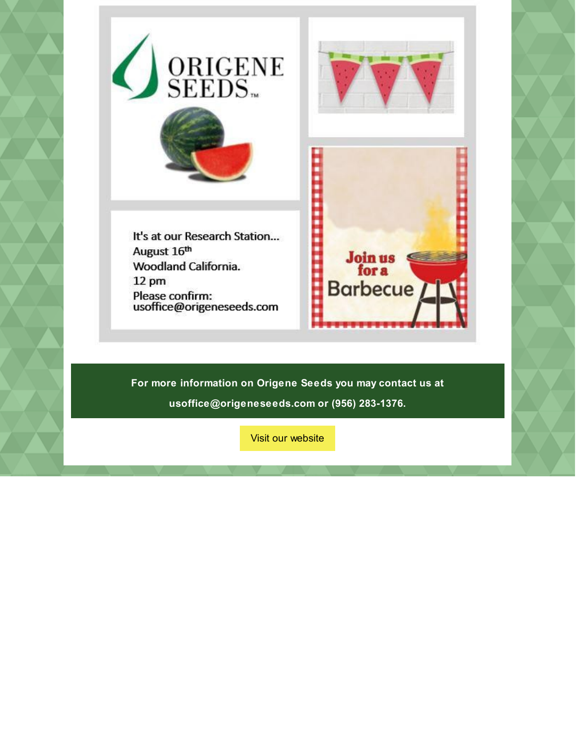ORIGENE SEEDS™

It's at our Research Station...
August 16th
Woodland California.
12 pm
Please confirm:
usoffice@origeneseeds.com

Join us for a Barbecue

**For more information on Origene Seeds you may contact us at usoffice@origeneseeds.com or (956) 283-1376.**

Visit our website